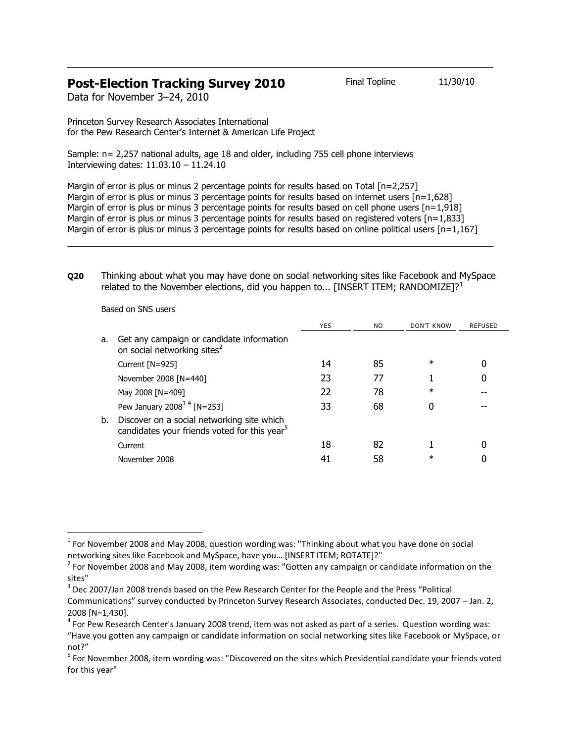# Post-Election Tracking Survey 2010

Final Topline 11/30/10

Data for November 3–24, 2010

Princeton Survey Research Associates International
for the Pew Research Center's Internet & American Life Project

Sample: n= 2,257 national adults, age 18 and older, including 755 cell phone interviews
Interviewing dates: 11.03.10 – 11.24.10

Margin of error is plus or minus 2 percentage points for results based on Total [n=2,257]
Margin of error is plus or minus 3 percentage points for results based on internet users [n=1,628]
Margin of error is plus or minus 3 percentage points for results based on cell phone users [n=1,918]
Margin of error is plus or minus 3 percentage points for results based on registered voters [n=1,833]
Margin of error is plus or minus 3 percentage points for results based on online political users [n=1,167]

---

**Q20** Thinking about what you may have done on social networking sites like Facebook and MySpace related to the November elections, did you happen to... [INSERT ITEM; RANDOMIZE]?[1]

Based on SNS users

| | YES | NO | DON'T KNOW | REFUSED |
|---|---|---|---|---|
| a. Get any campaign or candidate information on social networking sites[2] | | | | |
| Current [N=925] | 14 | 85 | * | 0 |
| November 2008 [N=440] | 23 | 77 | 1 | 0 |
| May 2008 [N=409] | 22 | 78 | * | -- |
| Pew January 2008[3] [4] [N=253] | 33 | 68 | 0 | -- |
| b. Discover on a social networking site which candidates your friends voted for this year[5] | | | | |
| Current | 18 | 82 | 1 | 0 |
| November 2008 | 41 | 58 | * | 0 |

---

[1] For November 2008 and May 2008, question wording was: "Thinking about what you have done on social networking sites like Facebook and MySpace, have you… [INSERT ITEM; ROTATE]?"

[2] For November 2008 and May 2008, item wording was: "Gotten any campaign or candidate information on the sites"

[3] Dec 2007/Jan 2008 trends based on the Pew Research Center for the People and the Press "Political Communications" survey conducted by Princeton Survey Research Associates, conducted Dec. 19, 2007 – Jan. 2, 2008 [N=1,430].

[4] For Pew Research Center's January 2008 trend, item was not asked as part of a series. Question wording was: "Have you gotten any campaign or candidate information on social networking sites like Facebook or MySpace, or not?"

[5] For November 2008, item wording was: "Discovered on the sites which Presidential candidate your friends voted for this year"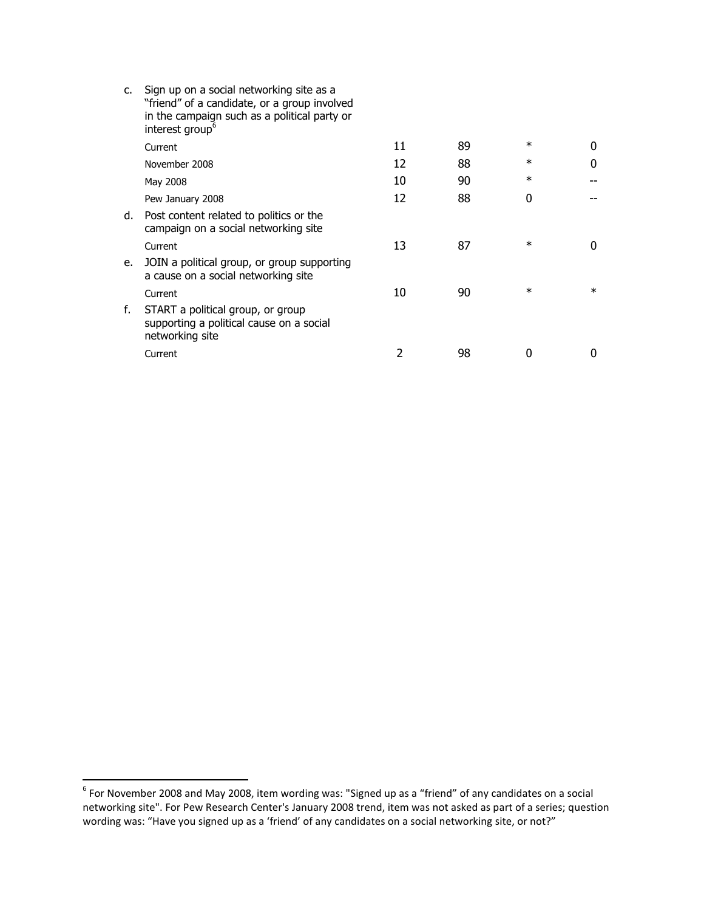| | | | | |
|---|---|---|---|---|
| c. Sign up on a social networking site as a "friend" of a candidate, or a group involved in the campaign such as a political party or interest group[6] | | | | |
| Current | 11 | 89 | * | 0 |
| November 2008 | 12 | 88 | * | 0 |
| May 2008 | 10 | 90 | * | -- |
| Pew January 2008 | 12 | 88 | 0 | -- |
| d. Post content related to politics or the campaign on a social networking site | | | | |
| Current | 13 | 87 | * | 0 |
| e. JOIN a political group, or group supporting a cause on a social networking site | | | | |
| Current | 10 | 90 | * | * |
| f. START a political group, or group supporting a political cause on a social networking site | | | | |
| Current | 2 | 98 | 0 | 0 |

[6] For November 2008 and May 2008, item wording was: "Signed up as a "friend" of any candidates on a social networking site". For Pew Research Center's January 2008 trend, item was not asked as part of a series; question wording was: "Have you signed up as a 'friend' of any candidates on a social networking site, or not?"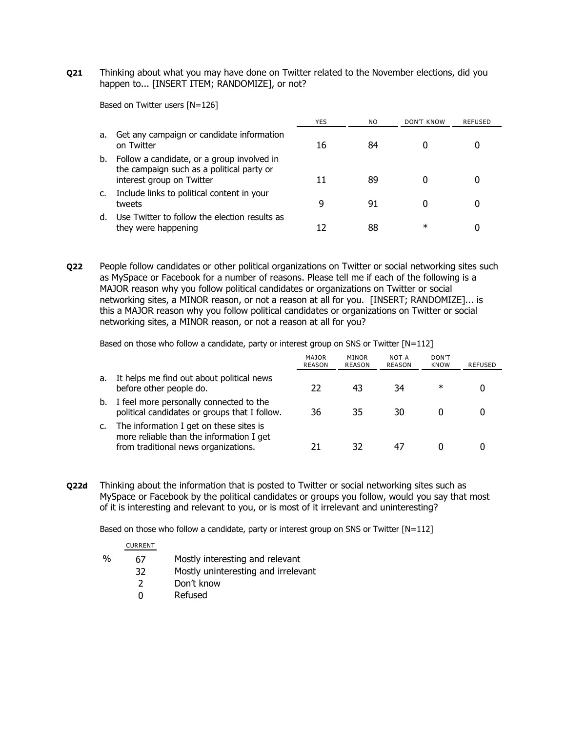**Q21** Thinking about what you may have done on Twitter related to the November elections, did you happen to... [INSERT ITEM; RANDOMIZE], or not?

Based on Twitter users [N=126]

| | YES | NO | DON'T KNOW | REFUSED |
|---|---|---|---|---|
| a. Get any campaign or candidate information on Twitter | 16 | 84 | 0 | 0 |
| b. Follow a candidate, or a group involved in the campaign such as a political party or interest group on Twitter | 11 | 89 | 0 | 0 |
| c. Include links to political content in your tweets | 9 | 91 | 0 | 0 |
| d. Use Twitter to follow the election results as they were happening | 12 | 88 | * | 0 |

**Q22** People follow candidates or other political organizations on Twitter or social networking sites such as MySpace or Facebook for a number of reasons. Please tell me if each of the following is a MAJOR reason why you follow political candidates or organizations on Twitter or social networking sites, a MINOR reason, or not a reason at all for you. [INSERT; RANDOMIZE]... is this a MAJOR reason why you follow political candidates or organizations on Twitter or social networking sites, a MINOR reason, or not a reason at all for you?

Based on those who follow a candidate, party or interest group on SNS or Twitter [N=112]

| | MAJOR REASON | MINOR REASON | NOT A REASON | DON'T KNOW | REFUSED |
|---|---|---|---|---|---|
| a. It helps me find out about political news before other people do. | 22 | 43 | 34 | * | 0 |
| b. I feel more personally connected to the political candidates or groups that I follow. | 36 | 35 | 30 | 0 | 0 |
| c. The information I get on these sites is more reliable than the information I get from traditional news organizations. | 21 | 32 | 47 | 0 | 0 |

**Q22d** Thinking about the information that is posted to Twitter or social networking sites such as MySpace or Facebook by the political candidates or groups you follow, would you say that most of it is interesting and relevant to you, or is most of it irrelevant and uninteresting?

Based on those who follow a candidate, party or interest group on SNS or Twitter [N=112]

| | CURRENT | |
|---|---|---|
| % | 67 | Mostly interesting and relevant |
| | 32 | Mostly uninteresting and irrelevant |
| | 2 | Don't know |
| | 0 | Refused |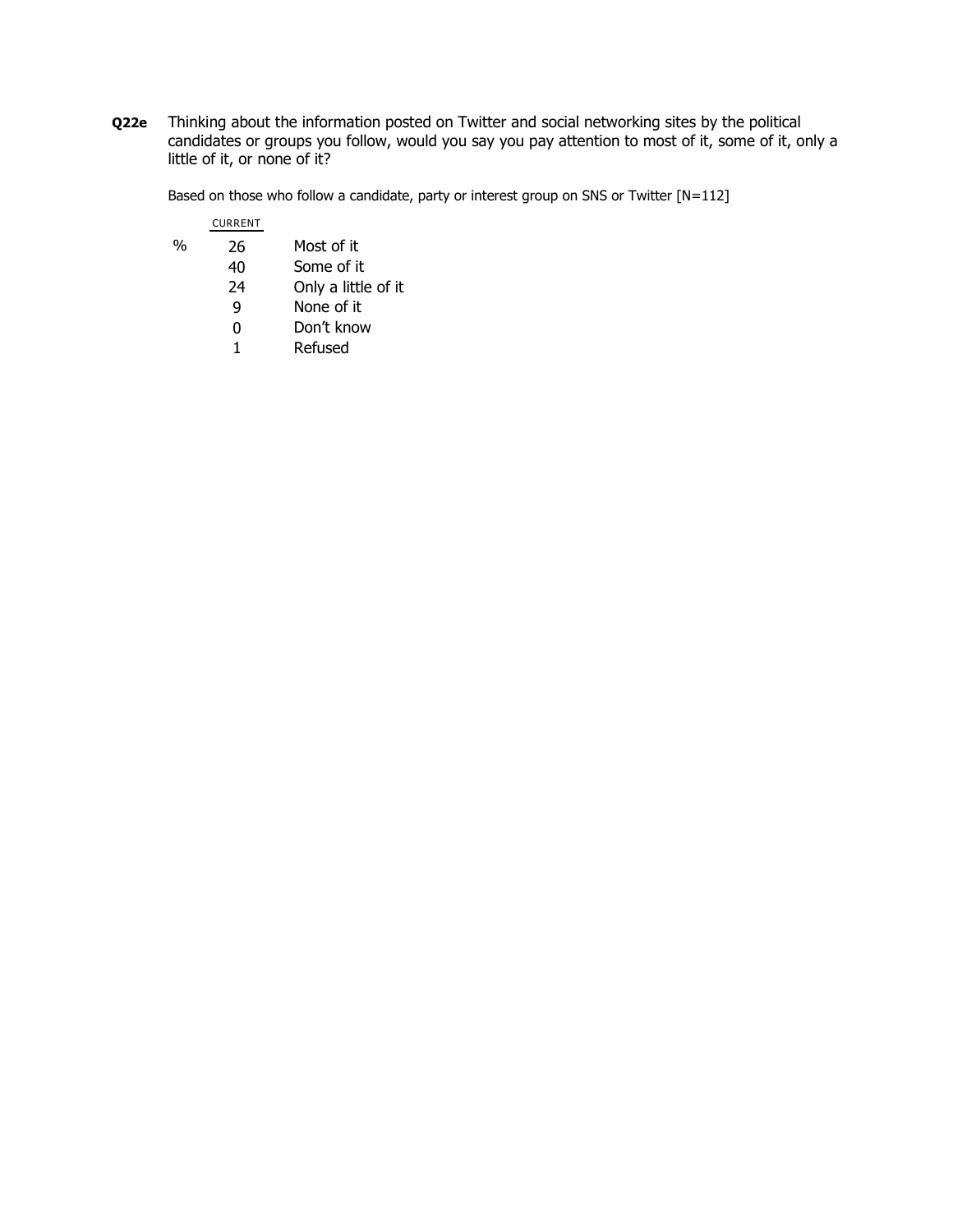**Q22e** Thinking about the information posted on Twitter and social networking sites by the political candidates or groups you follow, would you say you pay attention to most of it, some of it, only a little of it, or none of it?

Based on those who follow a candidate, party or interest group on SNS or Twitter [N=112]

| | CURRENT | |
|---|---|---|
| % | 26 | Most of it |
| | 40 | Some of it |
| | 24 | Only a little of it |
| | 9 | None of it |
| | 0 | Don't know |
| | 1 | Refused |